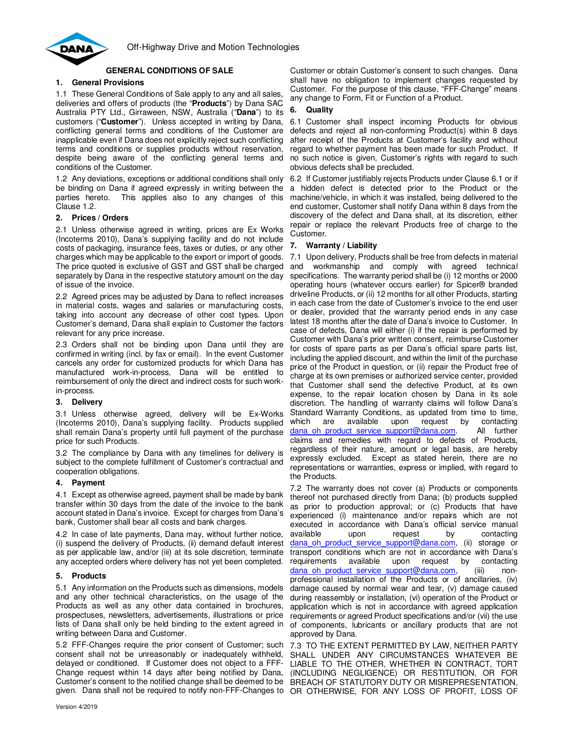Off-Highway Drive and Motion Technologies

# GENERAL CONDITIONS OF SALE

## 1. General Provisions

1.1 These General Conditions of Sale apply to any and all sales, deliveries and offers of products (the "**Products**") by Dana SAC Australia PTY Ltd., Girraween, NSW, Australia ("**Dana**") to its customers ("**Customer**"). Unless accepted in writing by Dana, conflicting general terms and conditions of the Customer are inapplicable even if Dana does not explicitly reject such conflicting terms and conditions or supplies products without reservation, despite being aware of the conflicting general terms and conditions of the Customer.

1.2 Any deviations, exceptions or additional conditions shall only be binding on Dana if agreed expressly in writing between the parties hereto. This applies also to any changes of this Clause 1.2.

## 2. Prices / Orders

2.1 Unless otherwise agreed in writing, prices are Ex Works (Incoterms 2010), Dana's supplying facility and do not include costs of packaging, insurance fees, taxes or duties, or any other charges which may be applicable to the export or import of goods. The price quoted is exclusive of GST and GST shall be charged separately by Dana in the respective statutory amount on the day of issue of the invoice.

2.2 Agreed prices may be adjusted by Dana to reflect increases in material costs, wages and salaries or manufacturing costs, taking into account any decrease of other cost types. Upon Customer's demand, Dana shall explain to Customer the factors relevant for any price increase.

2.3 Orders shall not be binding upon Dana until they are confirmed in writing (incl. by fax or email). In the event Customer cancels any order for customized products for which Dana has manufactured work-in-process, Dana will be entitled to reimbursement of only the direct and indirect costs for such work-in-process.

## 3. Delivery

3.1 Unless otherwise agreed, delivery will be Ex-Works (Incoterms 2010), Dana's supplying facility. Products supplied shall remain Dana's property until full payment of the purchase price for such Products.

3.2 The compliance by Dana with any timelines for delivery is subject to the complete fulfillment of Customer's contractual and cooperation obligations.

## 4. Payment

4.1 Except as otherwise agreed, payment shall be made by bank transfer within 30 days from the date of the invoice to the bank account stated in Dana's invoice. Except for charges from Dana's bank, Customer shall bear all costs and bank charges.

4.2 In case of late payments, Dana may, without further notice, (i) suspend the delivery of Products, (ii) demand default interest as per applicable law, and/or (iii) at its sole discretion, terminate any accepted orders where delivery has not yet been completed.

## 5. Products

5.1 Any information on the Products such as dimensions, models and any other technical characteristics, on the usage of the Products as well as any other data contained in brochures, prospectuses, newsletters, advertisements, illustrations or price lists of Dana shall only be held binding to the extent agreed in writing between Dana and Customer.

5.2 FFF-Changes require the prior consent of Customer; such consent shall not be unreasonably or inadequately withheld, delayed or conditioned. If Customer does not object to a FFF-Change request within 14 days after being notified by Dana, Customer's consent to the notified change shall be deemed to be given. Dana shall not be required to notify non-FFF-Changes to Customer or obtain Customer's consent to such changes. Dana shall have no obligation to implement changes requested by Customer. For the purpose of this clause, "FFF-Change" means any change to Form, Fit or Function of a Product.

## 6. Quality

6.1 Customer shall inspect incoming Products for obvious defects and reject all non-conforming Product(s) within 8 days after receipt of the Products at Customer's facility and without regard to whether payment has been made for such Product. If no such notice is given, Customer's rights with regard to such obvious defects shall be precluded.

6.2 If Customer justifiably rejects Products under Clause 6.1 or if a hidden defect is detected prior to the Product or the machine/vehicle, in which it was installed, being delivered to the end customer, Customer shall notify Dana within 8 days from the discovery of the defect and Dana shall, at its discretion, either repair or replace the relevant Products free of charge to the Customer.

## 7. Warranty / Liability

7.1 Upon delivery, Products shall be free from defects in material and workmanship and comply with agreed technical specifications. The warranty period shall be (i) 12 months or 2000 operating hours (whatever occurs earlier) for Spicer® branded driveline Products, or (ii) 12 months for all other Products, starting in each case from the date of Customer's invoice to the end user or dealer, provided that the warranty period ends in any case latest 18 months after the date of Dana's invoice to Customer. In case of defects, Dana will either (i) if the repair is performed by Customer with Dana's prior written consent, reimburse Customer for costs of spare parts as per Dana's official spare parts list, including the applied discount, and within the limit of the purchase price of the Product in question, or (ii) repair the Product free of charge at its own premises or authorized service center, provided that Customer shall send the defective Product, at its own expense, to the repair location chosen by Dana in its sole discretion. The handling of warranty claims will follow Dana's Standard Warranty Conditions, as updated from time to time, which are available upon request by contacting dana_oh_product_service_support@dana.com. All further claims and remedies with regard to defects of Products, regardless of their nature, amount or legal basis, are hereby expressly excluded. Except as stated herein, there are no representations or warranties, express or implied, with regard to the Products.

7.2 The warranty does not cover (a) Products or components thereof not purchased directly from Dana; (b) products supplied as prior to production approval; or (c) Products that have experienced (i) maintenance and/or repairs which are not executed in accordance with Dana's official service manual available upon request by contacting dana_oh_product_service_support@dana.com, (ii) storage or transport conditions which are not in accordance with Dana's requirements available upon request by contacting dana_oh_product_service_support@dana.com, (iii) non-professional installation of the Products or of ancillaries, (iv) damage caused by normal wear and tear, (v) damage caused during reassembly or installation, (vi) operation of the Product or application which is not in accordance with agreed application requirements or agreed Product specifications and/or (vii) the use of components, lubricants or ancillary products that are not approved by Dana.

7.3 TO THE EXTENT PERMITTED BY LAW, NEITHER PARTY SHALL UNDER ANY CIRCUMSTANCES WHATEVER BE LIABLE TO THE OTHER, WHETHER IN CONTRACT, TORT (INCLUDING NEGLIGENCE) OR RESTITUTION, OR FOR BREACH OF STATUTORY DUTY OR MISREPRESENTATION, OR OTHERWISE, FOR ANY LOSS OF PROFIT, LOSS OF

Version 4/2019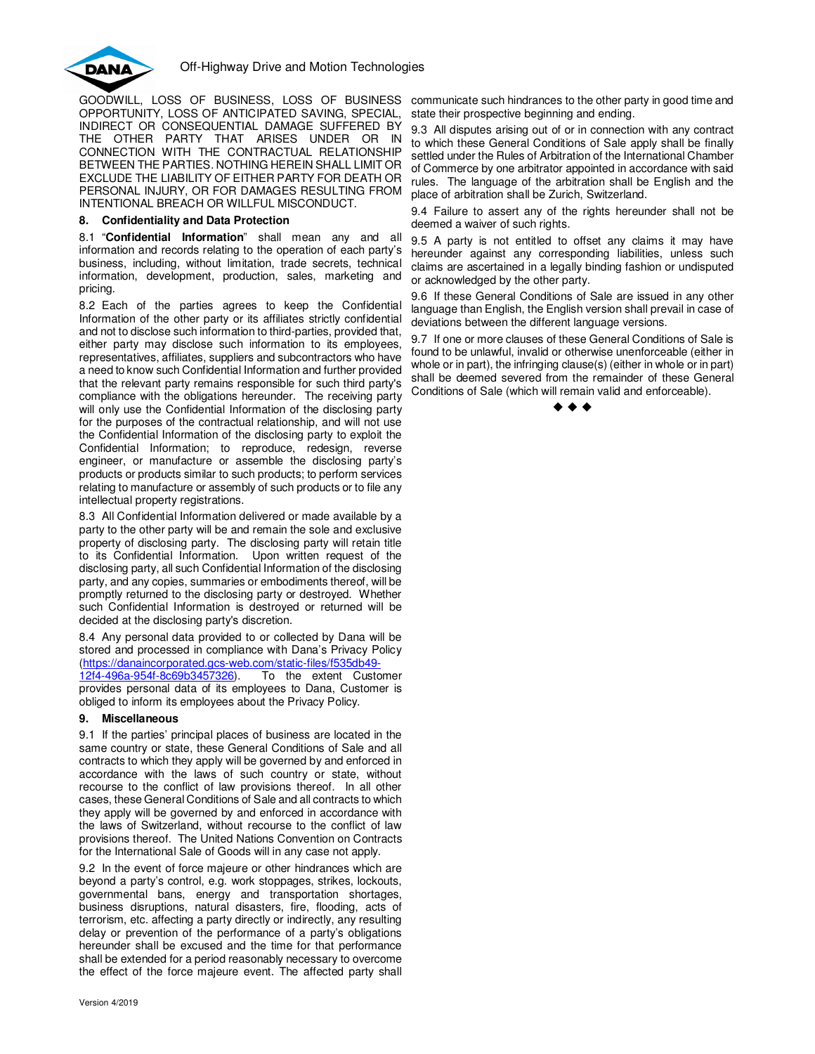GOODWILL, LOSS OF BUSINESS, LOSS OF BUSINESS OPPORTUNITY, LOSS OF ANTICIPATED SAVING, SPECIAL, INDIRECT OR CONSEQUENTIAL DAMAGE SUFFERED BY THE OTHER PARTY THAT ARISES UNDER OR IN CONNECTION WITH THE CONTRACTUAL RELATIONSHIP BETWEEN THE PARTIES. NOTHING HEREIN SHALL LIMIT OR EXCLUDE THE LIABILITY OF EITHER PARTY FOR DEATH OR PERSONAL INJURY, OR FOR DAMAGES RESULTING FROM INTENTIONAL BREACH OR WILLFUL MISCONDUCT.

**8. Confidentiality and Data Protection**

8.1 "**Confidential Information**" shall mean any and all information and records relating to the operation of each party's business, including, without limitation, trade secrets, technical information, development, production, sales, marketing and pricing.

8.2 Each of the parties agrees to keep the Confidential Information of the other party or its affiliates strictly confidential and not to disclose such information to third-parties, provided that, either party may disclose such information to its employees, representatives, affiliates, suppliers and subcontractors who have a need to know such Confidential Information and further provided that the relevant party remains responsible for such third party's compliance with the obligations hereunder. The receiving party will only use the Confidential Information of the disclosing party for the purposes of the contractual relationship, and will not use the Confidential Information of the disclosing party to exploit the Confidential Information; to reproduce, redesign, reverse engineer, or manufacture or assemble the disclosing party's products or products similar to such products; to perform services relating to manufacture or assembly of such products or to file any intellectual property registrations.

8.3 All Confidential Information delivered or made available by a party to the other party will be and remain the sole and exclusive property of disclosing party. The disclosing party will retain title to its Confidential Information. Upon written request of the disclosing party, all such Confidential Information of the disclosing party, and any copies, summaries or embodiments thereof, will be promptly returned to the disclosing party or destroyed. Whether such Confidential Information is destroyed or returned will be decided at the disclosing party's discretion.

8.4 Any personal data provided to or collected by Dana will be stored and processed in compliance with Dana's Privacy Policy (https://danaincorporated.gcs-web.com/static-files/f535db49-12f4-496a-954f-8c69b3457326). To the extent Customer provides personal data of its employees to Dana, Customer is obliged to inform its employees about the Privacy Policy.

**9. Miscellaneous**

9.1 If the parties' principal places of business are located in the same country or state, these General Conditions of Sale and all contracts to which they apply will be governed by and enforced in accordance with the laws of such country or state, without recourse to the conflict of law provisions thereof. In all other cases, these General Conditions of Sale and all contracts to which they apply will be governed by and enforced in accordance with the laws of Switzerland, without recourse to the conflict of law provisions thereof. The United Nations Convention on Contracts for the International Sale of Goods will in any case not apply.

9.2 In the event of force majeure or other hindrances which are beyond a party's control, e.g. work stoppages, strikes, lockouts, governmental bans, energy and transportation shortages, business disruptions, natural disasters, fire, flooding, acts of terrorism, etc. affecting a party directly or indirectly, any resulting delay or prevention of the performance of a party's obligations hereunder shall be excused and the time for that performance shall be extended for a period reasonably necessary to overcome the effect of the force majeure event. The affected party shall communicate such hindrances to the other party in good time and state their prospective beginning and ending.

9.3 All disputes arising out of or in connection with any contract to which these General Conditions of Sale apply shall be finally settled under the Rules of Arbitration of the International Chamber of Commerce by one arbitrator appointed in accordance with said rules. The language of the arbitration shall be English and the place of arbitration shall be Zurich, Switzerland.

9.4 Failure to assert any of the rights hereunder shall not be deemed a waiver of such rights.

9.5 A party is not entitled to offset any claims it may have hereunder against any corresponding liabilities, unless such claims are ascertained in a legally binding fashion or undisputed or acknowledged by the other party.

9.6 If these General Conditions of Sale are issued in any other language than English, the English version shall prevail in case of deviations between the different language versions.

9.7 If one or more clauses of these General Conditions of Sale is found to be unlawful, invalid or otherwise unenforceable (either in whole or in part), the infringing clause(s) (either in whole or in part) shall be deemed severed from the remainder of these General Conditions of Sale (which will remain valid and enforceable).

◆ ◆ ◆